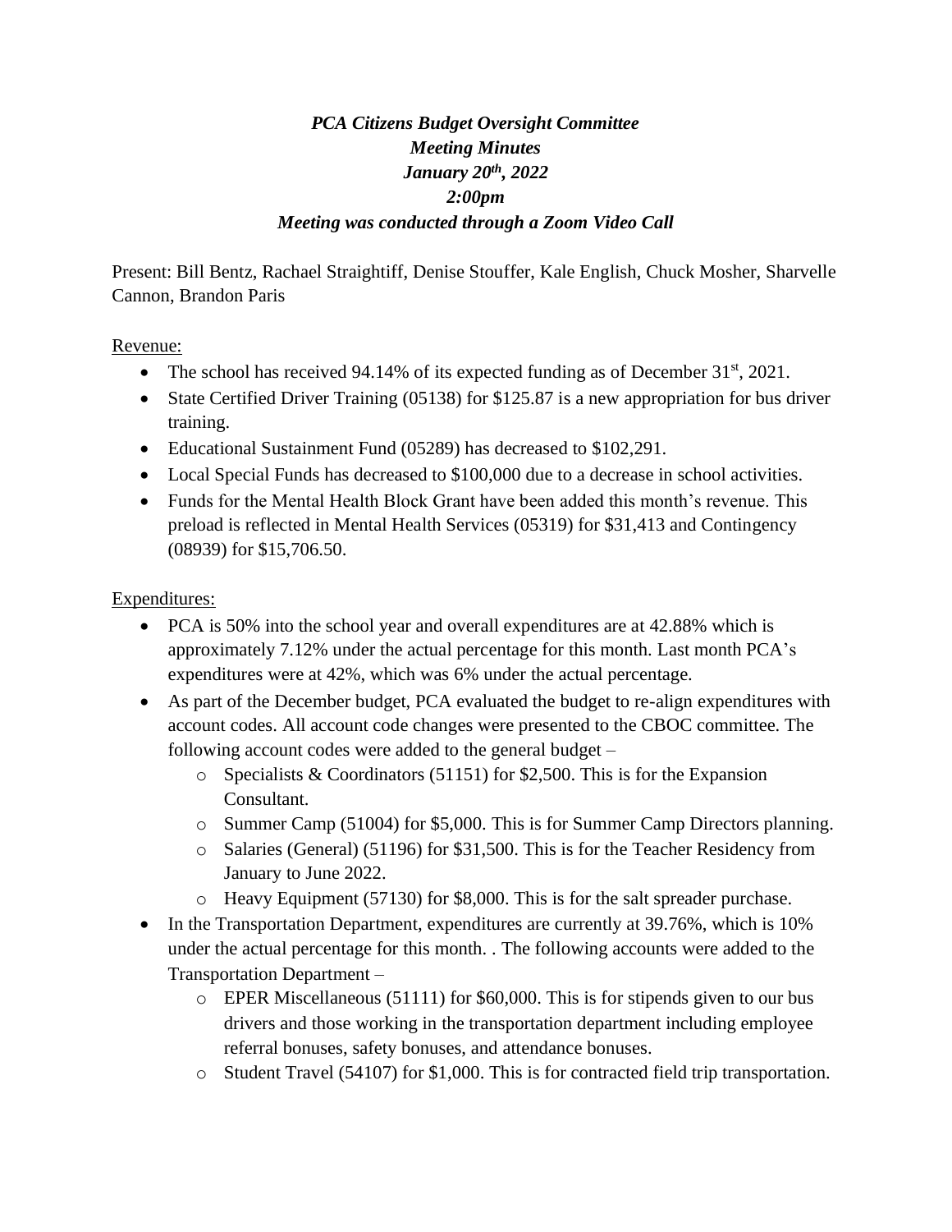***PCA Citizens Budget Oversight Committee***
***Meeting Minutes***
***January 20th, 2022***
***2:00pm***
***Meeting was conducted through a Zoom Video Call***

Present: Bill Bentz, Rachael Straightiff, Denise Stouffer, Kale English, Chuck Mosher, Sharvelle Cannon, Brandon Paris

Revenue:

- The school has received 94.14% of its expected funding as of December 31st, 2021.
- State Certified Driver Training (05138) for $125.87 is a new appropriation for bus driver training.
- Educational Sustainment Fund (05289) has decreased to $102,291.
- Local Special Funds has decreased to $100,000 due to a decrease in school activities.
- Funds for the Mental Health Block Grant have been added this month's revenue. This preload is reflected in Mental Health Services (05319) for $31,413 and Contingency (08939) for $15,706.50.

Expenditures:

- PCA is 50% into the school year and overall expenditures are at 42.88% which is approximately 7.12% under the actual percentage for this month. Last month PCA's expenditures were at 42%, which was 6% under the actual percentage.
- As part of the December budget, PCA evaluated the budget to re-align expenditures with account codes. All account code changes were presented to the CBOC committee. The following account codes were added to the general budget –
  - Specialists & Coordinators (51151) for $2,500. This is for the Expansion Consultant.
  - Summer Camp (51004) for $5,000. This is for Summer Camp Directors planning.
  - Salaries (General) (51196) for $31,500. This is for the Teacher Residency from January to June 2022.
  - Heavy Equipment (57130) for $8,000. This is for the salt spreader purchase.
- In the Transportation Department, expenditures are currently at 39.76%, which is 10% under the actual percentage for this month. . The following accounts were added to the Transportation Department –
  - EPER Miscellaneous (51111) for $60,000. This is for stipends given to our bus drivers and those working in the transportation department including employee referral bonuses, safety bonuses, and attendance bonuses.
  - Student Travel (54107) for $1,000. This is for contracted field trip transportation.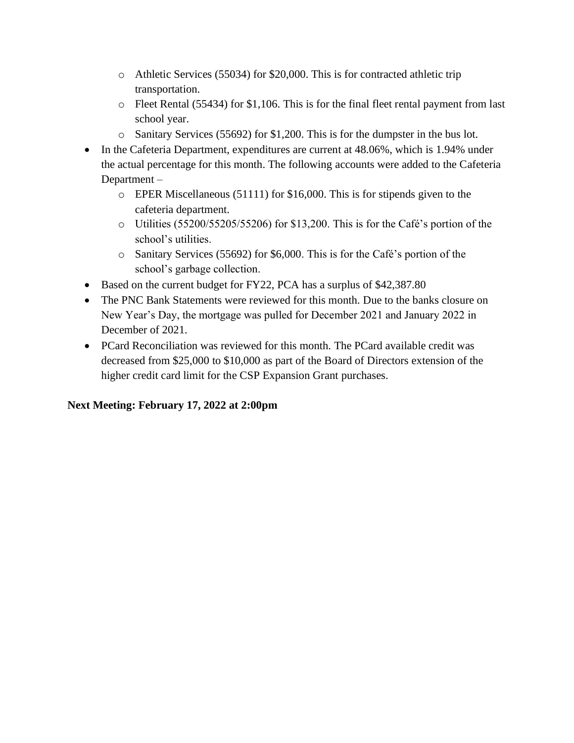- Athletic Services (55034) for $20,000. This is for contracted athletic trip transportation.
    - Fleet Rental (55434) for $1,106. This is for the final fleet rental payment from last school year.
    - Sanitary Services (55692) for $1,200. This is for the dumpster in the bus lot.
- In the Cafeteria Department, expenditures are current at 48.06%, which is 1.94% under the actual percentage for this month. The following accounts were added to the Cafeteria Department –
    - EPER Miscellaneous (51111) for $16,000. This is for stipends given to the cafeteria department.
    - Utilities (55200/55205/55206) for $13,200. This is for the Café's portion of the school's utilities.
    - Sanitary Services (55692) for $6,000. This is for the Café's portion of the school's garbage collection.
- Based on the current budget for FY22, PCA has a surplus of $42,387.80
- The PNC Bank Statements were reviewed for this month. Due to the banks closure on New Year's Day, the mortgage was pulled for December 2021 and January 2022 in December of 2021.
- PCard Reconciliation was reviewed for this month. The PCard available credit was decreased from $25,000 to $10,000 as part of the Board of Directors extension of the higher credit card limit for the CSP Expansion Grant purchases.

**Next Meeting: February 17, 2022 at 2:00pm**